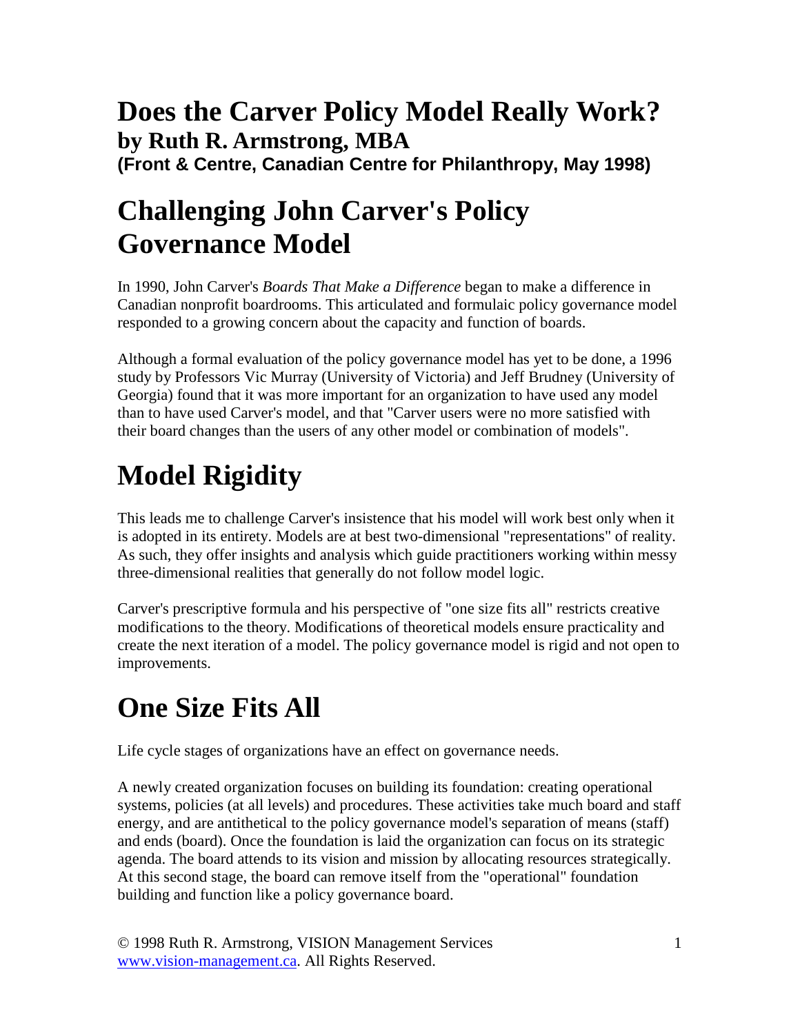# Does the Carver Policy Model Really Work?

### by Ruth R. Armstrong, MBA

**(Front & Centre, Canadian Centre for Philanthropy, May 1998)**

# Challenging John Carver's Policy Governance Model

In 1990, John Carver's *Boards That Make a Difference* began to make a difference in Canadian nonprofit boardrooms. This articulated and formulaic policy governance model responded to a growing concern about the capacity and function of boards.

Although a formal evaluation of the policy governance model has yet to be done, a 1996 study by Professors Vic Murray (University of Victoria) and Jeff Brudney (University of Georgia) found that it was more important for an organization to have used any model than to have used Carver's model, and that "Carver users were no more satisfied with their board changes than the users of any other model or combination of models".

# Model Rigidity

This leads me to challenge Carver's insistence that his model will work best only when it is adopted in its entirety. Models are at best two-dimensional "representations" of reality. As such, they offer insights and analysis which guide practitioners working within messy three-dimensional realities that generally do not follow model logic.

Carver's prescriptive formula and his perspective of "one size fits all" restricts creative modifications to the theory. Modifications of theoretical models ensure practicality and create the next iteration of a model. The policy governance model is rigid and not open to improvements.

# One Size Fits All

Life cycle stages of organizations have an effect on governance needs.

A newly created organization focuses on building its foundation: creating operational systems, policies (at all levels) and procedures. These activities take much board and staff energy, and are antithetical to the policy governance model's separation of means (staff) and ends (board). Once the foundation is laid the organization can focus on its strategic agenda. The board attends to its vision and mission by allocating resources strategically. At this second stage, the board can remove itself from the "operational" foundation building and function like a policy governance board.

© 1998 Ruth R. Armstrong, VISION Management Services
www.vision-management.ca. All Rights Reserved.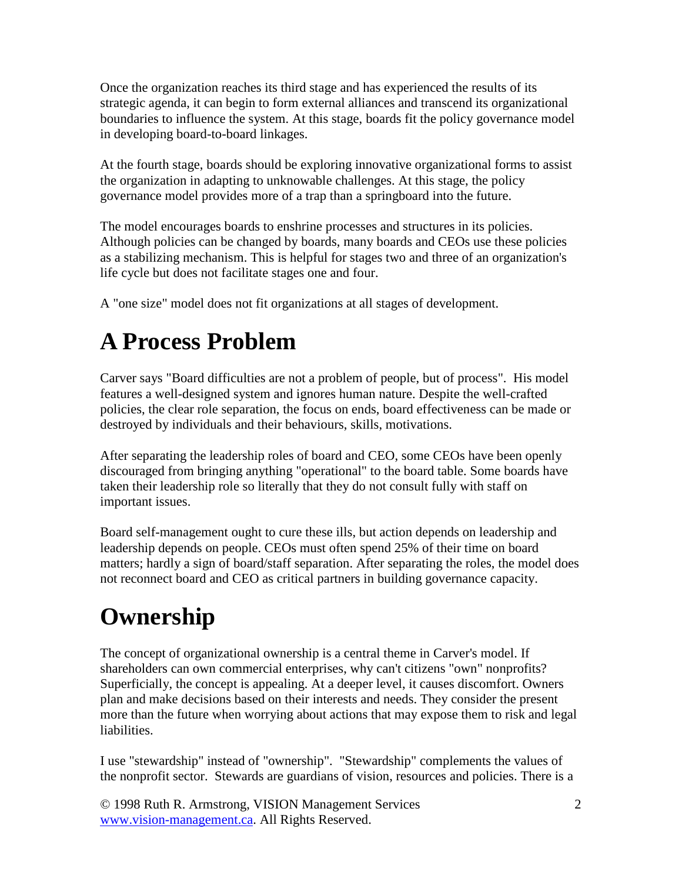Once the organization reaches its third stage and has experienced the results of its strategic agenda, it can begin to form external alliances and transcend its organizational boundaries to influence the system. At this stage, boards fit the policy governance model in developing board-to-board linkages.

At the fourth stage, boards should be exploring innovative organizational forms to assist the organization in adapting to unknowable challenges. At this stage, the policy governance model provides more of a trap than a springboard into the future.

The model encourages boards to enshrine processes and structures in its policies. Although policies can be changed by boards, many boards and CEOs use these policies as a stabilizing mechanism. This is helpful for stages two and three of an organization's life cycle but does not facilitate stages one and four.

A "one size" model does not fit organizations at all stages of development.

# A Process Problem

Carver says "Board difficulties are not a problem of people, but of process". His model features a well-designed system and ignores human nature. Despite the well-crafted policies, the clear role separation, the focus on ends, board effectiveness can be made or destroyed by individuals and their behaviours, skills, motivations.

After separating the leadership roles of board and CEO, some CEOs have been openly discouraged from bringing anything "operational" to the board table. Some boards have taken their leadership role so literally that they do not consult fully with staff on important issues.

Board self-management ought to cure these ills, but action depends on leadership and leadership depends on people. CEOs must often spend 25% of their time on board matters; hardly a sign of board/staff separation. After separating the roles, the model does not reconnect board and CEO as critical partners in building governance capacity.

# Ownership

The concept of organizational ownership is a central theme in Carver's model. If shareholders can own commercial enterprises, why can't citizens "own" nonprofits? Superficially, the concept is appealing. At a deeper level, it causes discomfort. Owners plan and make decisions based on their interests and needs. They consider the present more than the future when worrying about actions that may expose them to risk and legal liabilities.

I use "stewardship" instead of "ownership". "Stewardship" complements the values of the nonprofit sector. Stewards are guardians of vision, resources and policies. There is a

© 1998 Ruth R. Armstrong, VISION Management Services www.vision-management.ca. All Rights Reserved.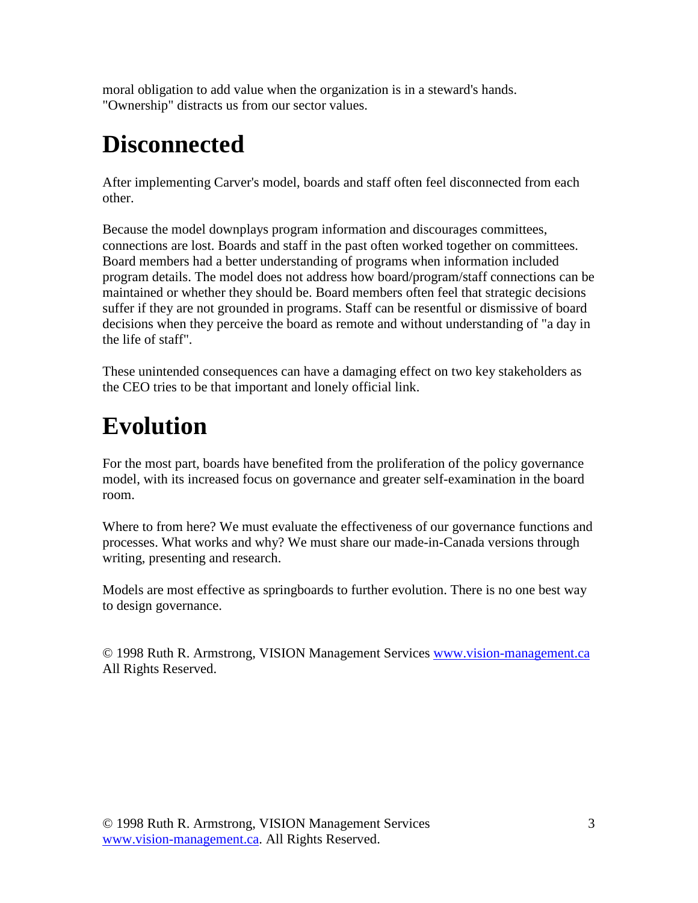moral obligation to add value when the organization is in a steward's hands. "Ownership" distracts us from our sector values.

# Disconnected

After implementing Carver's model, boards and staff often feel disconnected from each other.

Because the model downplays program information and discourages committees, connections are lost. Boards and staff in the past often worked together on committees. Board members had a better understanding of programs when information included program details. The model does not address how board/program/staff connections can be maintained or whether they should be. Board members often feel that strategic decisions suffer if they are not grounded in programs. Staff can be resentful or dismissive of board decisions when they perceive the board as remote and without understanding of "a day in the life of staff".

These unintended consequences can have a damaging effect on two key stakeholders as the CEO tries to be that important and lonely official link.

# Evolution

For the most part, boards have benefited from the proliferation of the policy governance model, with its increased focus on governance and greater self-examination in the board room.

Where to from here? We must evaluate the effectiveness of our governance functions and processes. What works and why? We must share our made-in-Canada versions through writing, presenting and research.

Models are most effective as springboards to further evolution. There is no one best way to design governance.

© 1998 Ruth R. Armstrong, VISION Management Services www.vision-management.ca All Rights Reserved.